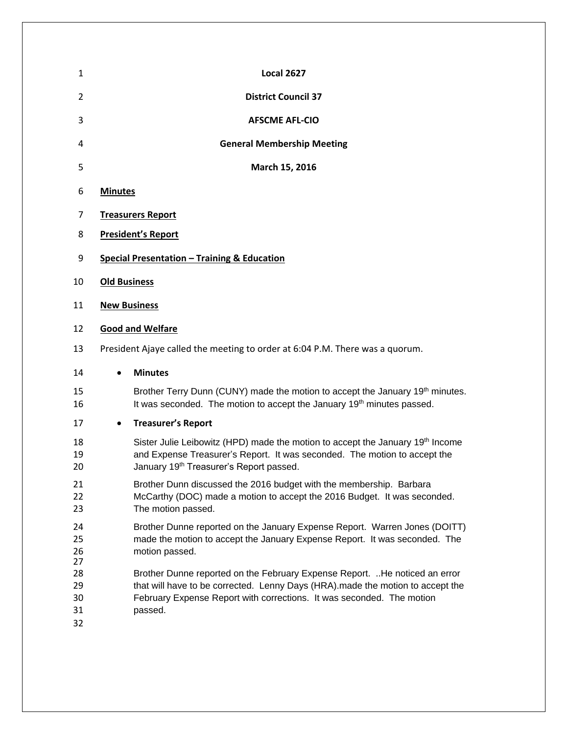**Local 2627**

**District Council 37**

**AFSCME AFL-CIO**

**General Membership Meeting**

**March 15, 2016**

**Minutes**

**Treasurers Report**

**President's Report**

**Special Presentation – Training & Education**

**Old Business**

**New Business**

**Good and Welfare**

President Ajaye called the meeting to order at 6:04 P.M. There was a quorum.

- **Minutes**

  Brother Terry Dunn (CUNY) made the motion to accept the January 19th minutes. It was seconded. The motion to accept the January 19th minutes passed.

- **Treasurer's Report**

  Sister Julie Leibowitz (HPD) made the motion to accept the January 19th Income and Expense Treasurer's Report. It was seconded. The motion to accept the January 19th Treasurer's Report passed.

  Brother Dunn discussed the 2016 budget with the membership. Barbara McCarthy (DOC) made a motion to accept the 2016 Budget. It was seconded. The motion passed.

  Brother Dunne reported on the January Expense Report. Warren Jones (DOITT) made the motion to accept the January Expense Report. It was seconded. The motion passed.

  Brother Dunne reported on the February Expense Report. ..He noticed an error that will have to be corrected. Lenny Days (HRA).made the motion to accept the February Expense Report with corrections. It was seconded. The motion passed.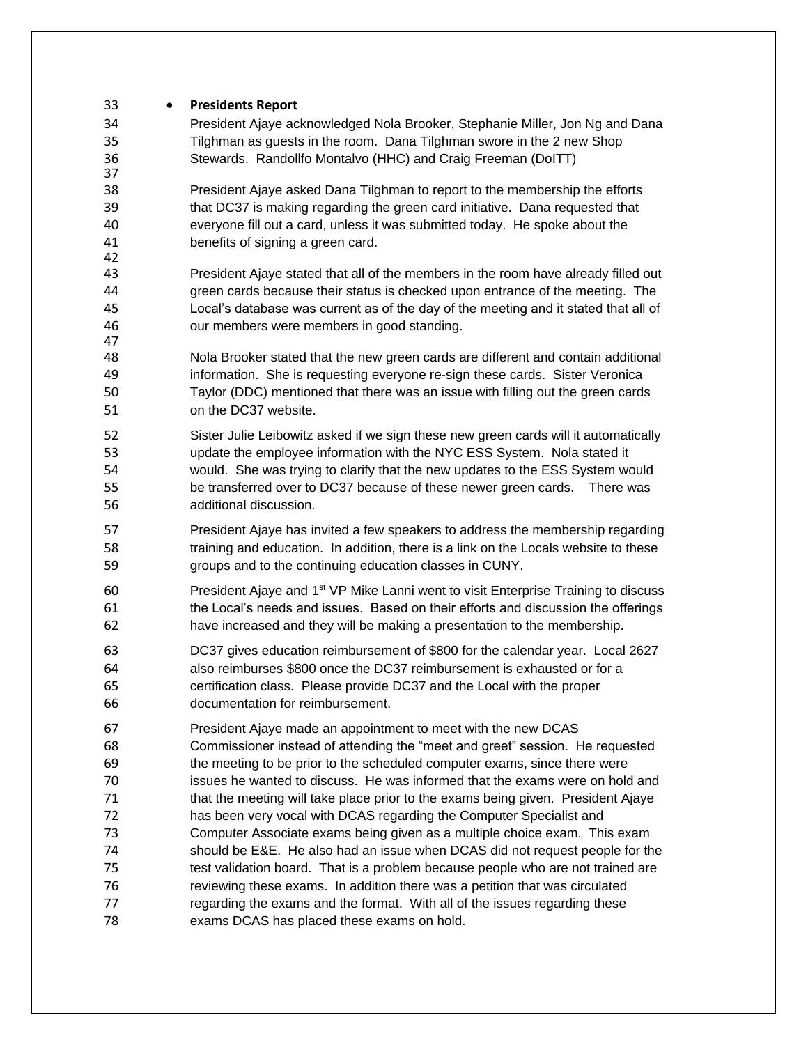- **Presidents Report**

President Ajaye acknowledged Nola Brooker, Stephanie Miller, Jon Ng and Dana Tilghman as guests in the room. Dana Tilghman swore in the 2 new Shop Stewards. Randollfo Montalvo (HHC) and Craig Freeman (DoITT)

President Ajaye asked Dana Tilghman to report to the membership the efforts that DC37 is making regarding the green card initiative. Dana requested that everyone fill out a card, unless it was submitted today. He spoke about the benefits of signing a green card.

President Ajaye stated that all of the members in the room have already filled out green cards because their status is checked upon entrance of the meeting. The Local's database was current as of the day of the meeting and it stated that all of our members were members in good standing.

Nola Brooker stated that the new green cards are different and contain additional information. She is requesting everyone re-sign these cards. Sister Veronica Taylor (DDC) mentioned that there was an issue with filling out the green cards on the DC37 website.

Sister Julie Leibowitz asked if we sign these new green cards will it automatically update the employee information with the NYC ESS System. Nola stated it would. She was trying to clarify that the new updates to the ESS System would be transferred over to DC37 because of these newer green cards. There was additional discussion.

President Ajaye has invited a few speakers to address the membership regarding training and education. In addition, there is a link on the Locals website to these groups and to the continuing education classes in CUNY.

President Ajaye and 1st VP Mike Lanni went to visit Enterprise Training to discuss the Local's needs and issues. Based on their efforts and discussion the offerings have increased and they will be making a presentation to the membership.

DC37 gives education reimbursement of $800 for the calendar year. Local 2627 also reimburses $800 once the DC37 reimbursement is exhausted or for a certification class. Please provide DC37 and the Local with the proper documentation for reimbursement.

President Ajaye made an appointment to meet with the new DCAS Commissioner instead of attending the "meet and greet" session. He requested the meeting to be prior to the scheduled computer exams, since there were issues he wanted to discuss. He was informed that the exams were on hold and that the meeting will take place prior to the exams being given. President Ajaye has been very vocal with DCAS regarding the Computer Specialist and Computer Associate exams being given as a multiple choice exam. This exam should be E&E. He also had an issue when DCAS did not request people for the test validation board. That is a problem because people who are not trained are reviewing these exams. In addition there was a petition that was circulated regarding the exams and the format. With all of the issues regarding these exams DCAS has placed these exams on hold.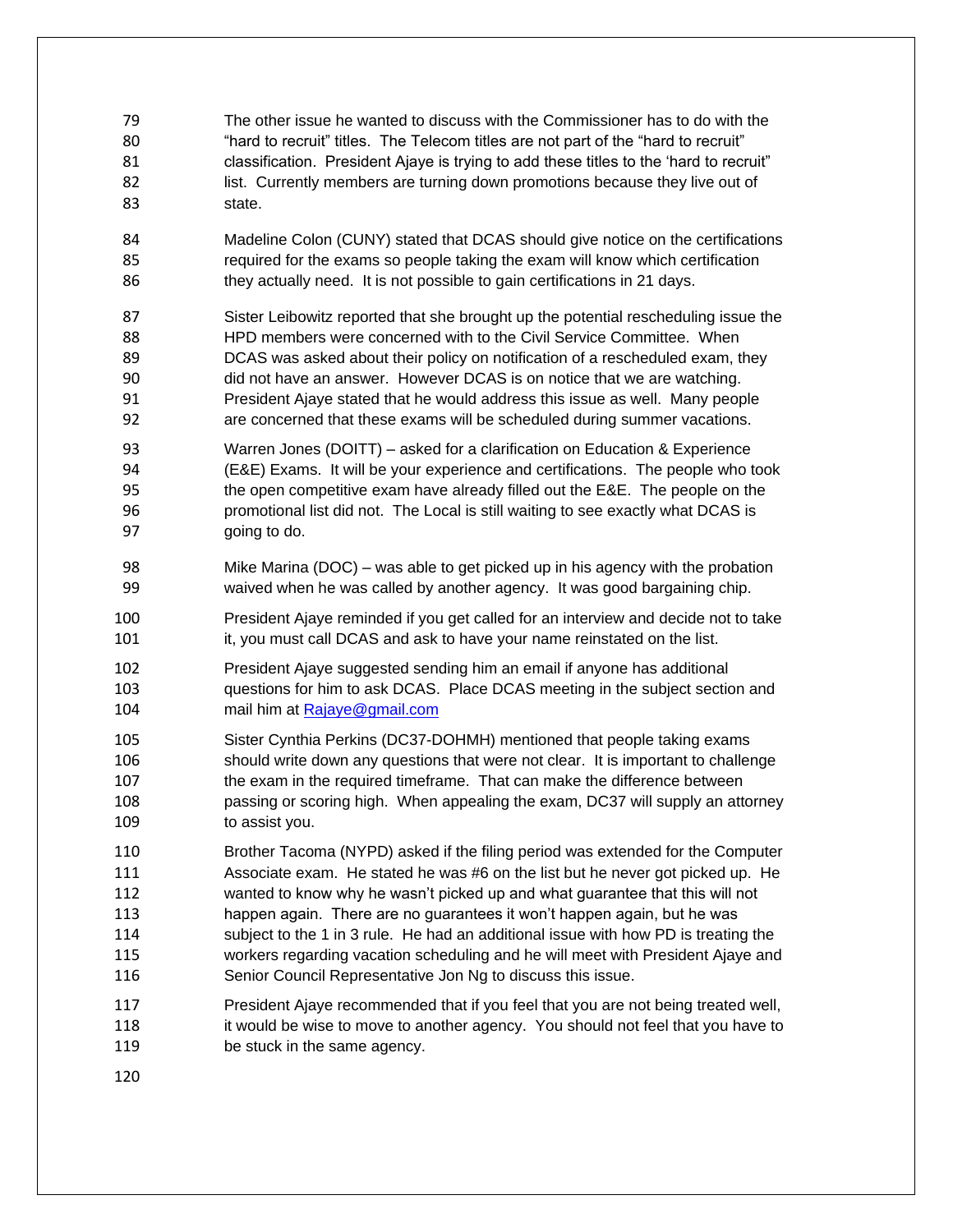The other issue he wanted to discuss with the Commissioner has to do with the "hard to recruit" titles. The Telecom titles are not part of the "hard to recruit" classification. President Ajaye is trying to add these titles to the 'hard to recruit' list. Currently members are turning down promotions because they live out of state.

Madeline Colon (CUNY) stated that DCAS should give notice on the certifications required for the exams so people taking the exam will know which certification they actually need. It is not possible to gain certifications in 21 days.

Sister Leibowitz reported that she brought up the potential rescheduling issue the HPD members were concerned with to the Civil Service Committee. When DCAS was asked about their policy on notification of a rescheduled exam, they did not have an answer. However DCAS is on notice that we are watching. President Ajaye stated that he would address this issue as well. Many people are concerned that these exams will be scheduled during summer vacations.

Warren Jones (DOITT) – asked for a clarification on Education & Experience (E&E) Exams. It will be your experience and certifications. The people who took the open competitive exam have already filled out the E&E. The people on the promotional list did not. The Local is still waiting to see exactly what DCAS is going to do.

Mike Marina (DOC) – was able to get picked up in his agency with the probation waived when he was called by another agency. It was good bargaining chip.

President Ajaye reminded if you get called for an interview and decide not to take it, you must call DCAS and ask to have your name reinstated on the list.

President Ajaye suggested sending him an email if anyone has additional questions for him to ask DCAS. Place DCAS meeting in the subject section and mail him at Rajaye@gmail.com

Sister Cynthia Perkins (DC37-DOHMH) mentioned that people taking exams should write down any questions that were not clear. It is important to challenge the exam in the required timeframe. That can make the difference between passing or scoring high. When appealing the exam, DC37 will supply an attorney to assist you.

Brother Tacoma (NYPD) asked if the filing period was extended for the Computer Associate exam. He stated he was #6 on the list but he never got picked up. He wanted to know why he wasn't picked up and what guarantee that this will not happen again. There are no guarantees it won't happen again, but he was subject to the 1 in 3 rule. He had an additional issue with how PD is treating the workers regarding vacation scheduling and he will meet with President Ajaye and Senior Council Representative Jon Ng to discuss this issue.

President Ajaye recommended that if you feel that you are not being treated well, it would be wise to move to another agency. You should not feel that you have to be stuck in the same agency.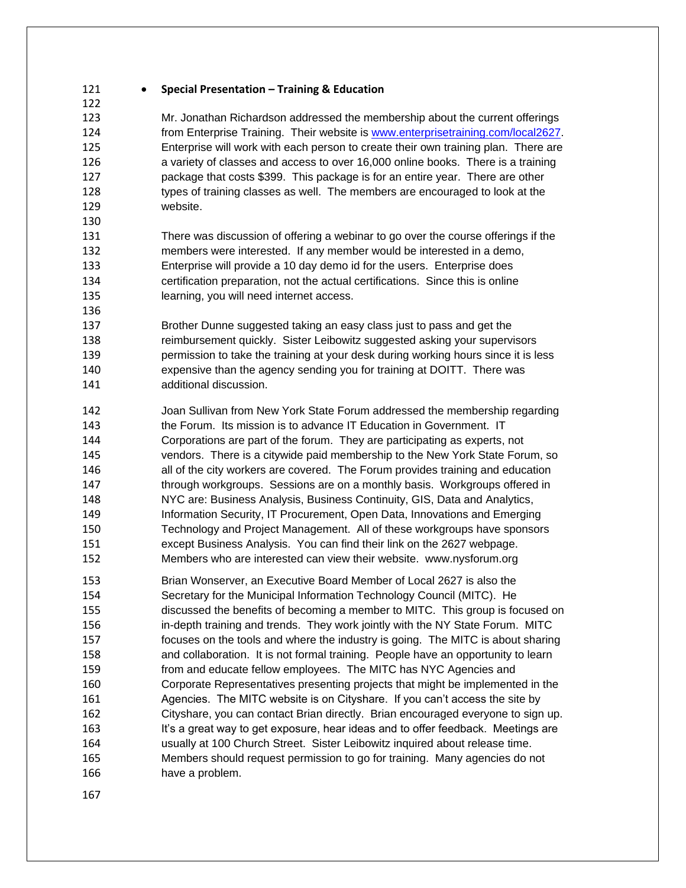- **Special Presentation – Training & Education**

Mr. Jonathan Richardson addressed the membership about the current offerings from Enterprise Training. Their website is www.enterprisetraining.com/local2627. Enterprise will work with each person to create their own training plan. There are a variety of classes and access to over 16,000 online books. There is a training package that costs $399. This package is for an entire year. There are other types of training classes as well. The members are encouraged to look at the website.

There was discussion of offering a webinar to go over the course offerings if the members were interested. If any member would be interested in a demo, Enterprise will provide a 10 day demo id for the users. Enterprise does certification preparation, not the actual certifications. Since this is online learning, you will need internet access.

Brother Dunne suggested taking an easy class just to pass and get the reimbursement quickly. Sister Leibowitz suggested asking your supervisors permission to take the training at your desk during working hours since it is less expensive than the agency sending you for training at DOITT. There was additional discussion.

Joan Sullivan from New York State Forum addressed the membership regarding the Forum. Its mission is to advance IT Education in Government. IT Corporations are part of the forum. They are participating as experts, not vendors. There is a citywide paid membership to the New York State Forum, so all of the city workers are covered. The Forum provides training and education through workgroups. Sessions are on a monthly basis. Workgroups offered in NYC are: Business Analysis, Business Continuity, GIS, Data and Analytics, Information Security, IT Procurement, Open Data, Innovations and Emerging Technology and Project Management. All of these workgroups have sponsors except Business Analysis. You can find their link on the 2627 webpage. Members who are interested can view their website. www.nysforum.org

Brian Wonserver, an Executive Board Member of Local 2627 is also the Secretary for the Municipal Information Technology Council (MITC). He discussed the benefits of becoming a member to MITC. This group is focused on in-depth training and trends. They work jointly with the NY State Forum. MITC focuses on the tools and where the industry is going. The MITC is about sharing and collaboration. It is not formal training. People have an opportunity to learn from and educate fellow employees. The MITC has NYC Agencies and Corporate Representatives presenting projects that might be implemented in the Agencies. The MITC website is on Cityshare. If you can't access the site by Cityshare, you can contact Brian directly. Brian encouraged everyone to sign up. It's a great way to get exposure, hear ideas and to offer feedback. Meetings are usually at 100 Church Street. Sister Leibowitz inquired about release time. Members should request permission to go for training. Many agencies do not have a problem.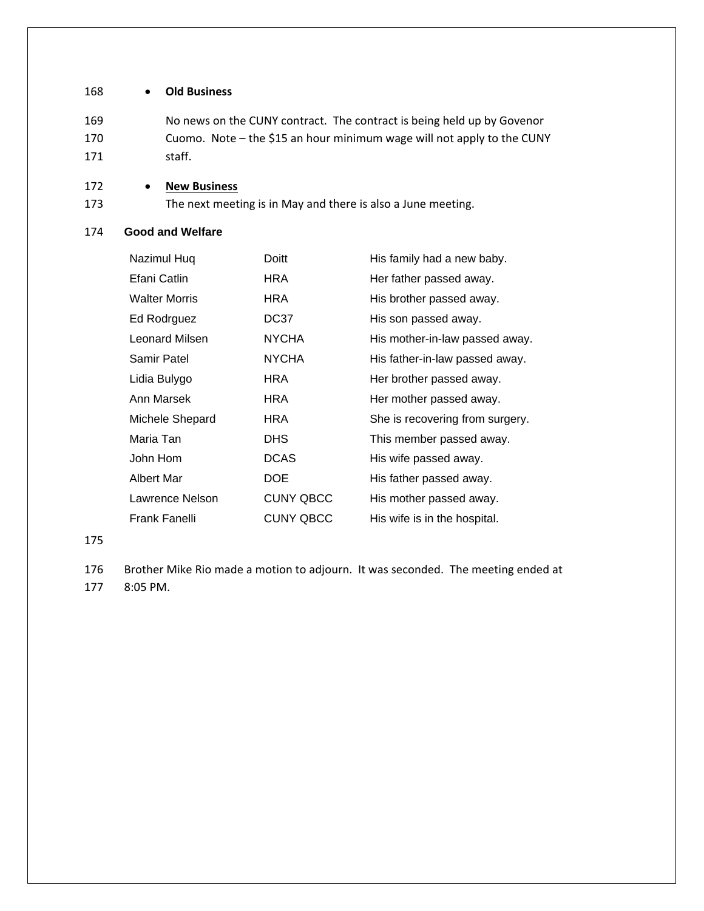- **Old Business**

  No news on the CUNY contract. The contract is being held up by Govenor Cuomo. Note – the $15 an hour minimum wage will not apply to the CUNY staff.

- **New Business**

  The next meeting is in May and there is also a June meeting.

**Good and Welfare**

| | | |
|---|---|---|
| Nazimul Huq | Doitt | His family had a new baby. |
| Efani Catlin | HRA | Her father passed away. |
| Walter Morris | HRA | His brother passed away. |
| Ed Rodrguez | DC37 | His son passed away. |
| Leonard Milsen | NYCHA | His mother-in-law passed away. |
| Samir Patel | NYCHA | His father-in-law passed away. |
| Lidia Bulygo | HRA | Her brother passed away. |
| Ann Marsek | HRA | Her mother passed away. |
| Michele Shepard | HRA | She is recovering from surgery. |
| Maria Tan | DHS | This member passed away. |
| John Hom | DCAS | His wife passed away. |
| Albert Mar | DOE | His father passed away. |
| Lawrence Nelson | CUNY QBCC | His mother passed away. |
| Frank Fanelli | CUNY QBCC | His wife is in the hospital. |

Brother Mike Rio made a motion to adjourn. It was seconded. The meeting ended at 8:05 PM.